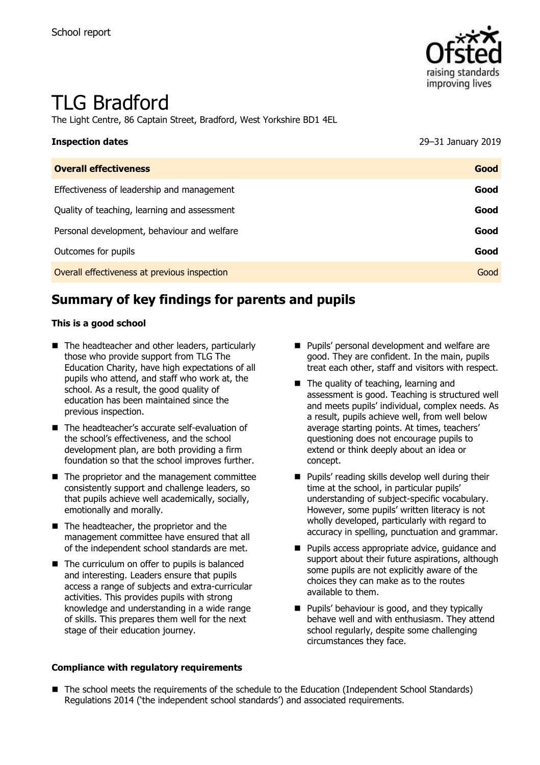School report

# TLG Bradford

The Light Centre, 86 Captain Street, Bradford, West Yorkshire BD1 4EL

| **Inspection dates** | 29–31 January 2019 |
| --- | --- |
| **Overall effectiveness** | **Good** |
| Effectiveness of leadership and management | **Good** |
| Quality of teaching, learning and assessment | **Good** |
| Personal development, behaviour and welfare | **Good** |
| Outcomes for pupils | **Good** |
| Overall effectiveness at previous inspection | Good |

## Summary of key findings for parents and pupils

**This is a good school**

- The headteacher and other leaders, particularly those who provide support from TLG The Education Charity, have high expectations of all pupils who attend, and staff who work at, the school. As a result, the good quality of education has been maintained since the previous inspection.
- The headteacher's accurate self-evaluation of the school's effectiveness, and the school development plan, are both providing a firm foundation so that the school improves further.
- The proprietor and the management committee consistently support and challenge leaders, so that pupils achieve well academically, socially, emotionally and morally.
- The headteacher, the proprietor and the management committee have ensured that all of the independent school standards are met.
- The curriculum on offer to pupils is balanced and interesting. Leaders ensure that pupils access a range of subjects and extra-curricular activities. This provides pupils with strong knowledge and understanding in a wide range of skills. This prepares them well for the next stage of their education journey.
- Pupils' personal development and welfare are good. They are confident. In the main, pupils treat each other, staff and visitors with respect.
- The quality of teaching, learning and assessment is good. Teaching is structured well and meets pupils' individual, complex needs. As a result, pupils achieve well, from well below average starting points. At times, teachers' questioning does not encourage pupils to extend or think deeply about an idea or concept.
- Pupils' reading skills develop well during their time at the school, in particular pupils' understanding of subject-specific vocabulary. However, some pupils' written literacy is not wholly developed, particularly with regard to accuracy in spelling, punctuation and grammar.
- Pupils access appropriate advice, guidance and support about their future aspirations, although some pupils are not explicitly aware of the choices they can make as to the routes available to them.
- Pupils' behaviour is good, and they typically behave well and with enthusiasm. They attend school regularly, despite some challenging circumstances they face.

**Compliance with regulatory requirements**

- The school meets the requirements of the schedule to the Education (Independent School Standards) Regulations 2014 ('the independent school standards') and associated requirements.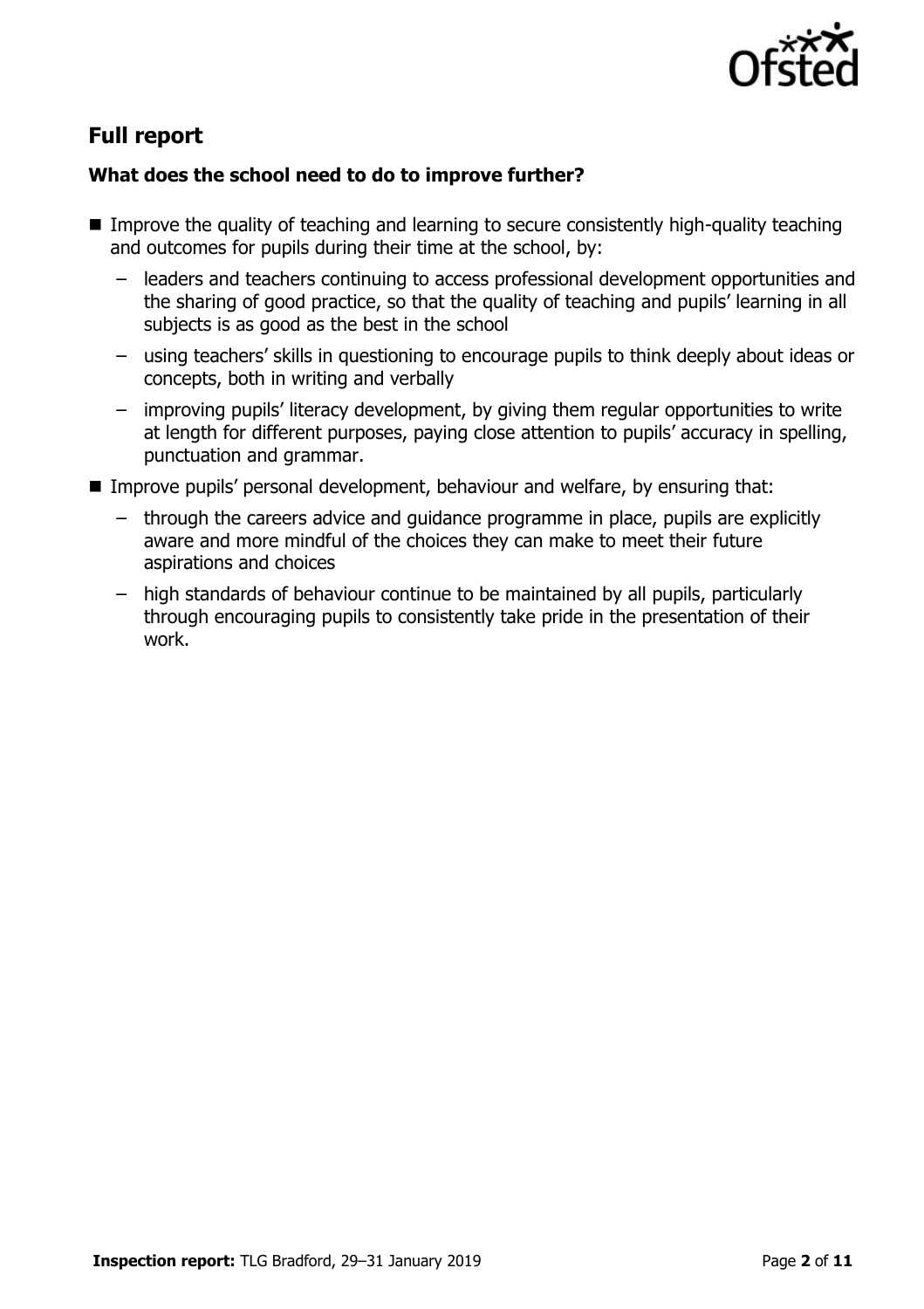## Full report

### What does the school need to do to improve further?

- Improve the quality of teaching and learning to secure consistently high-quality teaching and outcomes for pupils during their time at the school, by:
  - leaders and teachers continuing to access professional development opportunities and the sharing of good practice, so that the quality of teaching and pupils' learning in all subjects is as good as the best in the school
  - using teachers' skills in questioning to encourage pupils to think deeply about ideas or concepts, both in writing and verbally
  - improving pupils' literacy development, by giving them regular opportunities to write at length for different purposes, paying close attention to pupils' accuracy in spelling, punctuation and grammar.
- Improve pupils' personal development, behaviour and welfare, by ensuring that:
  - through the careers advice and guidance programme in place, pupils are explicitly aware and more mindful of the choices they can make to meet their future aspirations and choices
  - high standards of behaviour continue to be maintained by all pupils, particularly through encouraging pupils to consistently take pride in the presentation of their work.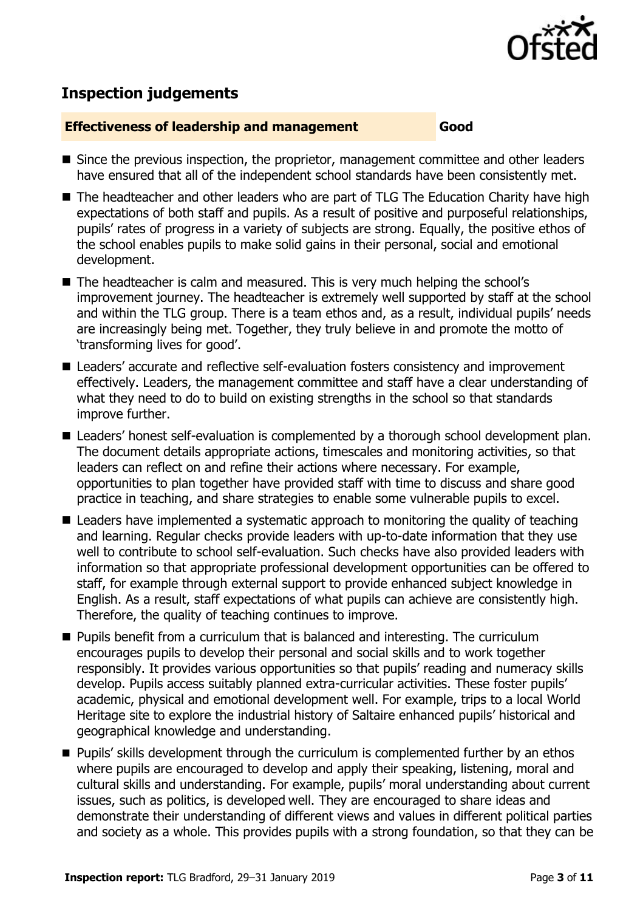## Inspection judgements

| **Effectiveness of leadership and management** | **Good** |
| --- | --- |

- Since the previous inspection, the proprietor, management committee and other leaders have ensured that all of the independent school standards have been consistently met.
- The headteacher and other leaders who are part of TLG The Education Charity have high expectations of both staff and pupils. As a result of positive and purposeful relationships, pupils' rates of progress in a variety of subjects are strong. Equally, the positive ethos of the school enables pupils to make solid gains in their personal, social and emotional development.
- The headteacher is calm and measured. This is very much helping the school's improvement journey. The headteacher is extremely well supported by staff at the school and within the TLG group. There is a team ethos and, as a result, individual pupils' needs are increasingly being met. Together, they truly believe in and promote the motto of 'transforming lives for good'.
- Leaders' accurate and reflective self-evaluation fosters consistency and improvement effectively. Leaders, the management committee and staff have a clear understanding of what they need to do to build on existing strengths in the school so that standards improve further.
- Leaders' honest self-evaluation is complemented by a thorough school development plan. The document details appropriate actions, timescales and monitoring activities, so that leaders can reflect on and refine their actions where necessary. For example, opportunities to plan together have provided staff with time to discuss and share good practice in teaching, and share strategies to enable some vulnerable pupils to excel.
- Leaders have implemented a systematic approach to monitoring the quality of teaching and learning. Regular checks provide leaders with up-to-date information that they use well to contribute to school self-evaluation. Such checks have also provided leaders with information so that appropriate professional development opportunities can be offered to staff, for example through external support to provide enhanced subject knowledge in English. As a result, staff expectations of what pupils can achieve are consistently high. Therefore, the quality of teaching continues to improve.
- Pupils benefit from a curriculum that is balanced and interesting. The curriculum encourages pupils to develop their personal and social skills and to work together responsibly. It provides various opportunities so that pupils' reading and numeracy skills develop. Pupils access suitably planned extra-curricular activities. These foster pupils' academic, physical and emotional development well. For example, trips to a local World Heritage site to explore the industrial history of Saltaire enhanced pupils' historical and geographical knowledge and understanding.
- Pupils' skills development through the curriculum is complemented further by an ethos where pupils are encouraged to develop and apply their speaking, listening, moral and cultural skills and understanding. For example, pupils' moral understanding about current issues, such as politics, is developed well. They are encouraged to share ideas and demonstrate their understanding of different views and values in different political parties and society as a whole. This provides pupils with a strong foundation, so that they can be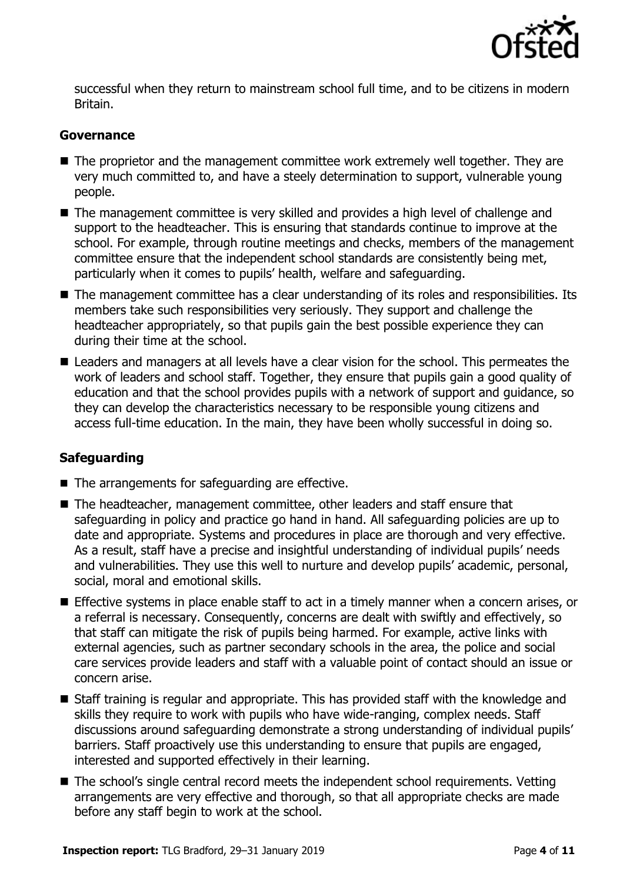successful when they return to mainstream school full time, and to be citizens in modern Britain.

### Governance

- The proprietor and the management committee work extremely well together. They are very much committed to, and have a steely determination to support, vulnerable young people.
- The management committee is very skilled and provides a high level of challenge and support to the headteacher. This is ensuring that standards continue to improve at the school. For example, through routine meetings and checks, members of the management committee ensure that the independent school standards are consistently being met, particularly when it comes to pupils' health, welfare and safeguarding.
- The management committee has a clear understanding of its roles and responsibilities. Its members take such responsibilities very seriously. They support and challenge the headteacher appropriately, so that pupils gain the best possible experience they can during their time at the school.
- Leaders and managers at all levels have a clear vision for the school. This permeates the work of leaders and school staff. Together, they ensure that pupils gain a good quality of education and that the school provides pupils with a network of support and guidance, so they can develop the characteristics necessary to be responsible young citizens and access full-time education. In the main, they have been wholly successful in doing so.

### Safeguarding

- The arrangements for safeguarding are effective.
- The headteacher, management committee, other leaders and staff ensure that safeguarding in policy and practice go hand in hand. All safeguarding policies are up to date and appropriate. Systems and procedures in place are thorough and very effective. As a result, staff have a precise and insightful understanding of individual pupils' needs and vulnerabilities. They use this well to nurture and develop pupils' academic, personal, social, moral and emotional skills.
- Effective systems in place enable staff to act in a timely manner when a concern arises, or a referral is necessary. Consequently, concerns are dealt with swiftly and effectively, so that staff can mitigate the risk of pupils being harmed. For example, active links with external agencies, such as partner secondary schools in the area, the police and social care services provide leaders and staff with a valuable point of contact should an issue or concern arise.
- Staff training is regular and appropriate. This has provided staff with the knowledge and skills they require to work with pupils who have wide-ranging, complex needs. Staff discussions around safeguarding demonstrate a strong understanding of individual pupils' barriers. Staff proactively use this understanding to ensure that pupils are engaged, interested and supported effectively in their learning.
- The school's single central record meets the independent school requirements. Vetting arrangements are very effective and thorough, so that all appropriate checks are made before any staff begin to work at the school.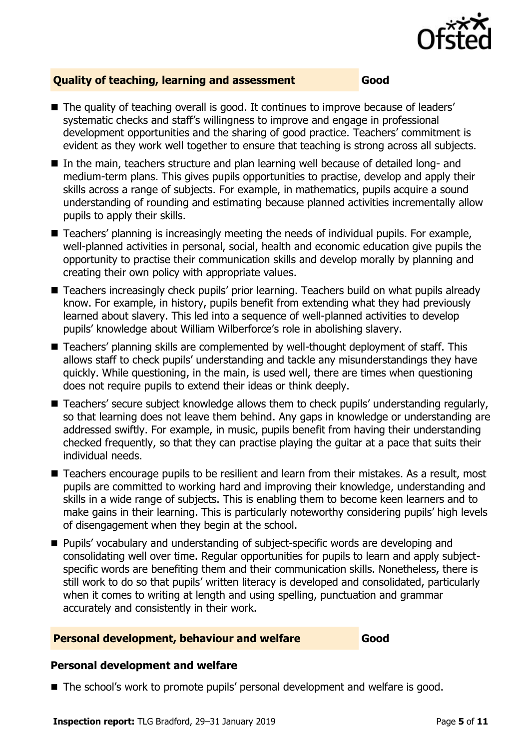## Quality of teaching, learning and assessment — Good

- The quality of teaching overall is good. It continues to improve because of leaders' systematic checks and staff's willingness to improve and engage in professional development opportunities and the sharing of good practice. Teachers' commitment is evident as they work well together to ensure that teaching is strong across all subjects.
- In the main, teachers structure and plan learning well because of detailed long- and medium-term plans. This gives pupils opportunities to practise, develop and apply their skills across a range of subjects. For example, in mathematics, pupils acquire a sound understanding of rounding and estimating because planned activities incrementally allow pupils to apply their skills.
- Teachers' planning is increasingly meeting the needs of individual pupils. For example, well-planned activities in personal, social, health and economic education give pupils the opportunity to practise their communication skills and develop morally by planning and creating their own policy with appropriate values.
- Teachers increasingly check pupils' prior learning. Teachers build on what pupils already know. For example, in history, pupils benefit from extending what they had previously learned about slavery. This led into a sequence of well-planned activities to develop pupils' knowledge about William Wilberforce's role in abolishing slavery.
- Teachers' planning skills are complemented by well-thought deployment of staff. This allows staff to check pupils' understanding and tackle any misunderstandings they have quickly. While questioning, in the main, is used well, there are times when questioning does not require pupils to extend their ideas or think deeply.
- Teachers' secure subject knowledge allows them to check pupils' understanding regularly, so that learning does not leave them behind. Any gaps in knowledge or understanding are addressed swiftly. For example, in music, pupils benefit from having their understanding checked frequently, so that they can practise playing the guitar at a pace that suits their individual needs.
- Teachers encourage pupils to be resilient and learn from their mistakes. As a result, most pupils are committed to working hard and improving their knowledge, understanding and skills in a wide range of subjects. This is enabling them to become keen learners and to make gains in their learning. This is particularly noteworthy considering pupils' high levels of disengagement when they begin at the school.
- Pupils' vocabulary and understanding of subject-specific words are developing and consolidating well over time. Regular opportunities for pupils to learn and apply subject-specific words are benefiting them and their communication skills. Nonetheless, there is still work to do so that pupils' written literacy is developed and consolidated, particularly when it comes to writing at length and using spelling, punctuation and grammar accurately and consistently in their work.

## Personal development, behaviour and welfare — Good

### Personal development and welfare

- The school's work to promote pupils' personal development and welfare is good.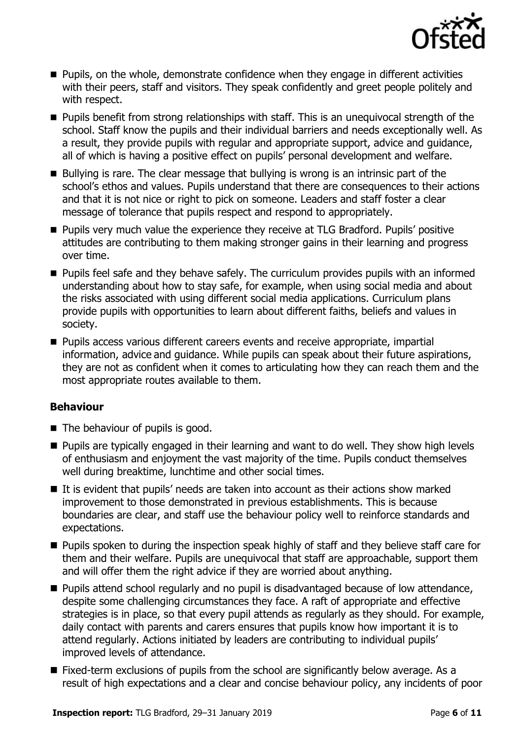- Pupils, on the whole, demonstrate confidence when they engage in different activities with their peers, staff and visitors. They speak confidently and greet people politely and with respect.
- Pupils benefit from strong relationships with staff. This is an unequivocal strength of the school. Staff know the pupils and their individual barriers and needs exceptionally well. As a result, they provide pupils with regular and appropriate support, advice and guidance, all of which is having a positive effect on pupils' personal development and welfare.
- Bullying is rare. The clear message that bullying is wrong is an intrinsic part of the school's ethos and values. Pupils understand that there are consequences to their actions and that it is not nice or right to pick on someone. Leaders and staff foster a clear message of tolerance that pupils respect and respond to appropriately.
- Pupils very much value the experience they receive at TLG Bradford. Pupils' positive attitudes are contributing to them making stronger gains in their learning and progress over time.
- Pupils feel safe and they behave safely. The curriculum provides pupils with an informed understanding about how to stay safe, for example, when using social media and about the risks associated with using different social media applications. Curriculum plans provide pupils with opportunities to learn about different faiths, beliefs and values in society.
- Pupils access various different careers events and receive appropriate, impartial information, advice and guidance. While pupils can speak about their future aspirations, they are not as confident when it comes to articulating how they can reach them and the most appropriate routes available to them.

### Behaviour

- The behaviour of pupils is good.
- Pupils are typically engaged in their learning and want to do well. They show high levels of enthusiasm and enjoyment the vast majority of the time. Pupils conduct themselves well during breaktime, lunchtime and other social times.
- It is evident that pupils' needs are taken into account as their actions show marked improvement to those demonstrated in previous establishments. This is because boundaries are clear, and staff use the behaviour policy well to reinforce standards and expectations.
- Pupils spoken to during the inspection speak highly of staff and they believe staff care for them and their welfare. Pupils are unequivocal that staff are approachable, support them and will offer them the right advice if they are worried about anything.
- Pupils attend school regularly and no pupil is disadvantaged because of low attendance, despite some challenging circumstances they face. A raft of appropriate and effective strategies is in place, so that every pupil attends as regularly as they should. For example, daily contact with parents and carers ensures that pupils know how important it is to attend regularly. Actions initiated by leaders are contributing to individual pupils' improved levels of attendance.
- Fixed-term exclusions of pupils from the school are significantly below average. As a result of high expectations and a clear and concise behaviour policy, any incidents of poor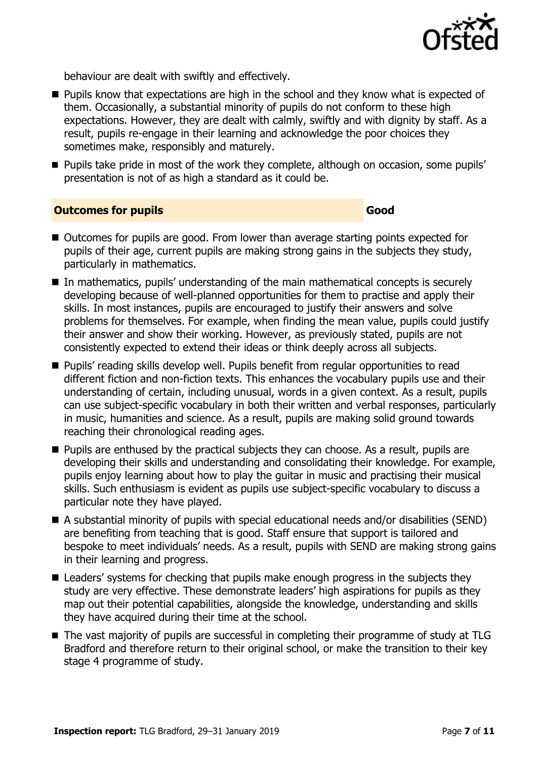behaviour are dealt with swiftly and effectively.

- Pupils know that expectations are high in the school and they know what is expected of them. Occasionally, a substantial minority of pupils do not conform to these high expectations. However, they are dealt with calmly, swiftly and with dignity by staff. As a result, pupils re-engage in their learning and acknowledge the poor choices they sometimes make, responsibly and maturely.
- Pupils take pride in most of the work they complete, although on occasion, some pupils' presentation is not of as high a standard as it could be.

| **Outcomes for pupils** | **Good** |
|---|---|

- Outcomes for pupils are good. From lower than average starting points expected for pupils of their age, current pupils are making strong gains in the subjects they study, particularly in mathematics.
- In mathematics, pupils' understanding of the main mathematical concepts is securely developing because of well-planned opportunities for them to practise and apply their skills. In most instances, pupils are encouraged to justify their answers and solve problems for themselves. For example, when finding the mean value, pupils could justify their answer and show their working. However, as previously stated, pupils are not consistently expected to extend their ideas or think deeply across all subjects.
- Pupils' reading skills develop well. Pupils benefit from regular opportunities to read different fiction and non-fiction texts. This enhances the vocabulary pupils use and their understanding of certain, including unusual, words in a given context. As a result, pupils can use subject-specific vocabulary in both their written and verbal responses, particularly in music, humanities and science. As a result, pupils are making solid ground towards reaching their chronological reading ages.
- Pupils are enthused by the practical subjects they can choose. As a result, pupils are developing their skills and understanding and consolidating their knowledge. For example, pupils enjoy learning about how to play the guitar in music and practising their musical skills. Such enthusiasm is evident as pupils use subject-specific vocabulary to discuss a particular note they have played.
- A substantial minority of pupils with special educational needs and/or disabilities (SEND) are benefiting from teaching that is good. Staff ensure that support is tailored and bespoke to meet individuals' needs. As a result, pupils with SEND are making strong gains in their learning and progress.
- Leaders' systems for checking that pupils make enough progress in the subjects they study are very effective. These demonstrate leaders' high aspirations for pupils as they map out their potential capabilities, alongside the knowledge, understanding and skills they have acquired during their time at the school.
- The vast majority of pupils are successful in completing their programme of study at TLG Bradford and therefore return to their original school, or make the transition to their key stage 4 programme of study.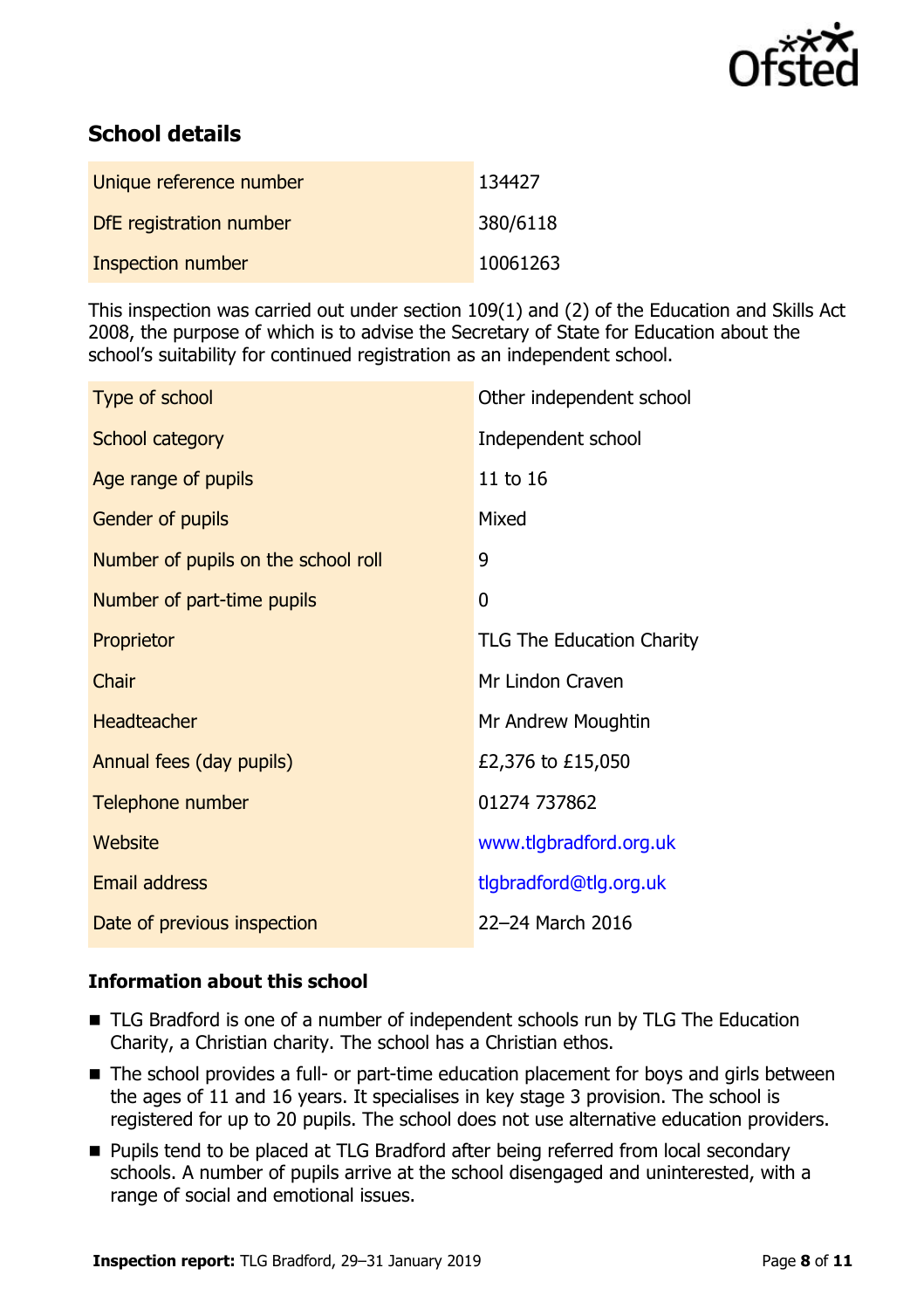## School details

| | |
|---|---|
| Unique reference number | 134427 |
| DfE registration number | 380/6118 |
| Inspection number | 10061263 |

This inspection was carried out under section 109(1) and (2) of the Education and Skills Act 2008, the purpose of which is to advise the Secretary of State for Education about the school's suitability for continued registration as an independent school.

| | |
|---|---|
| Type of school | Other independent school |
| School category | Independent school |
| Age range of pupils | 11 to 16 |
| Gender of pupils | Mixed |
| Number of pupils on the school roll | 9 |
| Number of part-time pupils | 0 |
| Proprietor | TLG The Education Charity |
| Chair | Mr Lindon Craven |
| Headteacher | Mr Andrew Moughtin |
| Annual fees (day pupils) | £2,376 to £15,050 |
| Telephone number | 01274 737862 |
| Website | www.tlgbradford.org.uk |
| Email address | tlgbradford@tlg.org.uk |
| Date of previous inspection | 22–24 March 2016 |

### Information about this school

- TLG Bradford is one of a number of independent schools run by TLG The Education Charity, a Christian charity. The school has a Christian ethos.
- The school provides a full- or part-time education placement for boys and girls between the ages of 11 and 16 years. It specialises in key stage 3 provision. The school is registered for up to 20 pupils. The school does not use alternative education providers.
- Pupils tend to be placed at TLG Bradford after being referred from local secondary schools. A number of pupils arrive at the school disengaged and uninterested, with a range of social and emotional issues.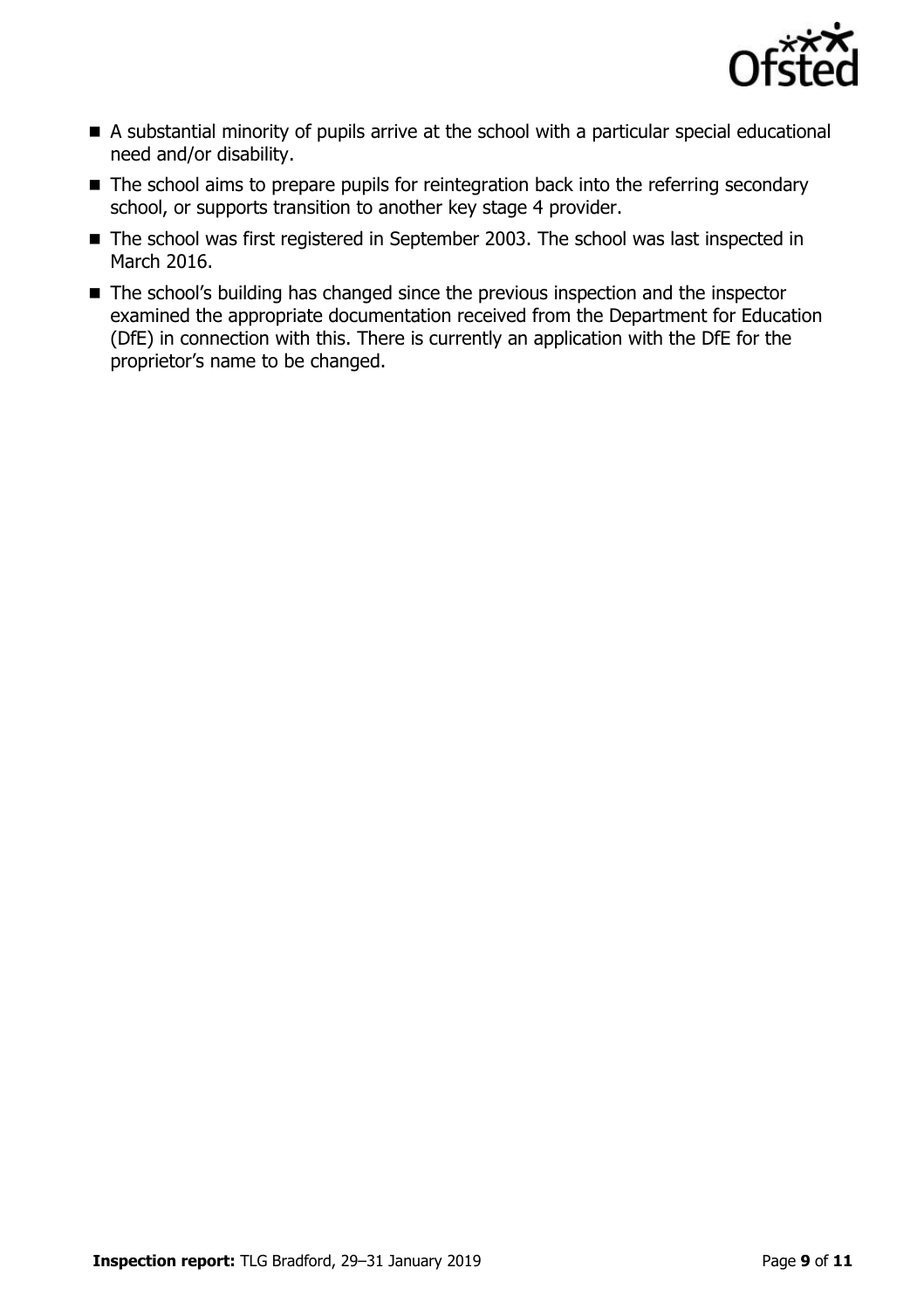- A substantial minority of pupils arrive at the school with a particular special educational need and/or disability.
- The school aims to prepare pupils for reintegration back into the referring secondary school, or supports transition to another key stage 4 provider.
- The school was first registered in September 2003. The school was last inspected in March 2016.
- The school's building has changed since the previous inspection and the inspector examined the appropriate documentation received from the Department for Education (DfE) in connection with this. There is currently an application with the DfE for the proprietor's name to be changed.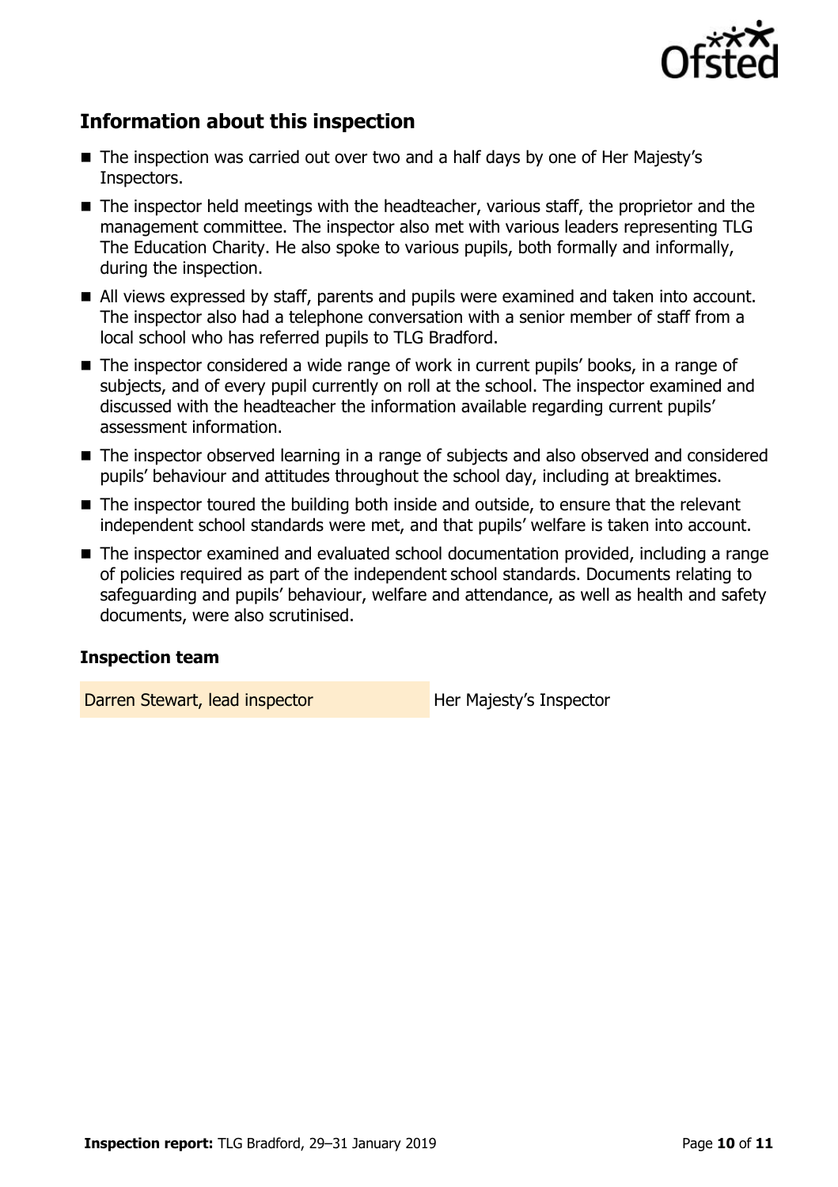## Information about this inspection

- The inspection was carried out over two and a half days by one of Her Majesty's Inspectors.
- The inspector held meetings with the headteacher, various staff, the proprietor and the management committee. The inspector also met with various leaders representing TLG The Education Charity. He also spoke to various pupils, both formally and informally, during the inspection.
- All views expressed by staff, parents and pupils were examined and taken into account. The inspector also had a telephone conversation with a senior member of staff from a local school who has referred pupils to TLG Bradford.
- The inspector considered a wide range of work in current pupils' books, in a range of subjects, and of every pupil currently on roll at the school. The inspector examined and discussed with the headteacher the information available regarding current pupils' assessment information.
- The inspector observed learning in a range of subjects and also observed and considered pupils' behaviour and attitudes throughout the school day, including at breaktimes.
- The inspector toured the building both inside and outside, to ensure that the relevant independent school standards were met, and that pupils' welfare is taken into account.
- The inspector examined and evaluated school documentation provided, including a range of policies required as part of the independent school standards. Documents relating to safeguarding and pupils' behaviour, welfare and attendance, as well as health and safety documents, were also scrutinised.

### Inspection team

| | |
|---|---|
| Darren Stewart, lead inspector | Her Majesty's Inspector |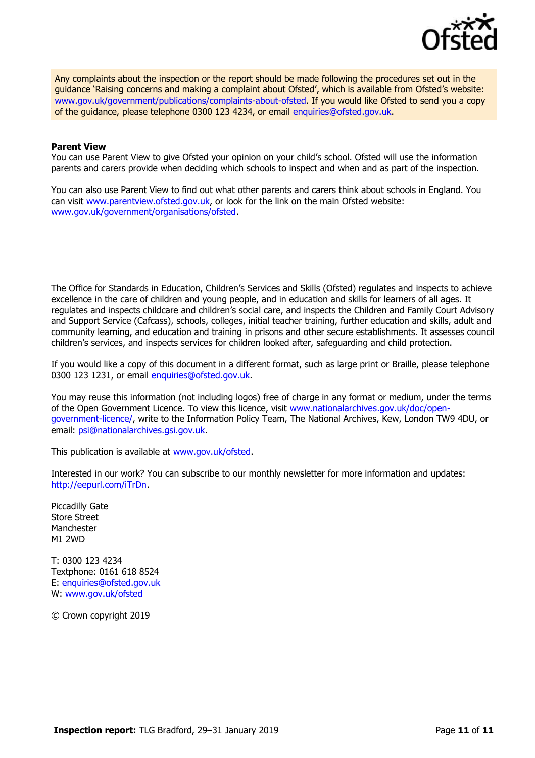Any complaints about the inspection or the report should be made following the procedures set out in the guidance 'Raising concerns and making a complaint about Ofsted', which is available from Ofsted's website: www.gov.uk/government/publications/complaints-about-ofsted. If you would like Ofsted to send you a copy of the guidance, please telephone 0300 123 4234, or email enquiries@ofsted.gov.uk.

**Parent View**

You can use Parent View to give Ofsted your opinion on your child's school. Ofsted will use the information parents and carers provide when deciding which schools to inspect and when and as part of the inspection.

You can also use Parent View to find out what other parents and carers think about schools in England. You can visit www.parentview.ofsted.gov.uk, or look for the link on the main Ofsted website: www.gov.uk/government/organisations/ofsted.

The Office for Standards in Education, Children's Services and Skills (Ofsted) regulates and inspects to achieve excellence in the care of children and young people, and in education and skills for learners of all ages. It regulates and inspects childcare and children's social care, and inspects the Children and Family Court Advisory and Support Service (Cafcass), schools, colleges, initial teacher training, further education and skills, adult and community learning, and education and training in prisons and other secure establishments. It assesses council children's services, and inspects services for children looked after, safeguarding and child protection.

If you would like a copy of this document in a different format, such as large print or Braille, please telephone 0300 123 1231, or email enquiries@ofsted.gov.uk.

You may reuse this information (not including logos) free of charge in any format or medium, under the terms of the Open Government Licence. To view this licence, visit www.nationalarchives.gov.uk/doc/open-government-licence/, write to the Information Policy Team, The National Archives, Kew, London TW9 4DU, or email: psi@nationalarchives.gsi.gov.uk.

This publication is available at www.gov.uk/ofsted.

Interested in our work? You can subscribe to our monthly newsletter for more information and updates: http://eepurl.com/iTrDn.

Piccadilly Gate
Store Street
Manchester
M1 2WD

T: 0300 123 4234
Textphone: 0161 618 8524
E: enquiries@ofsted.gov.uk
W: www.gov.uk/ofsted

© Crown copyright 2019